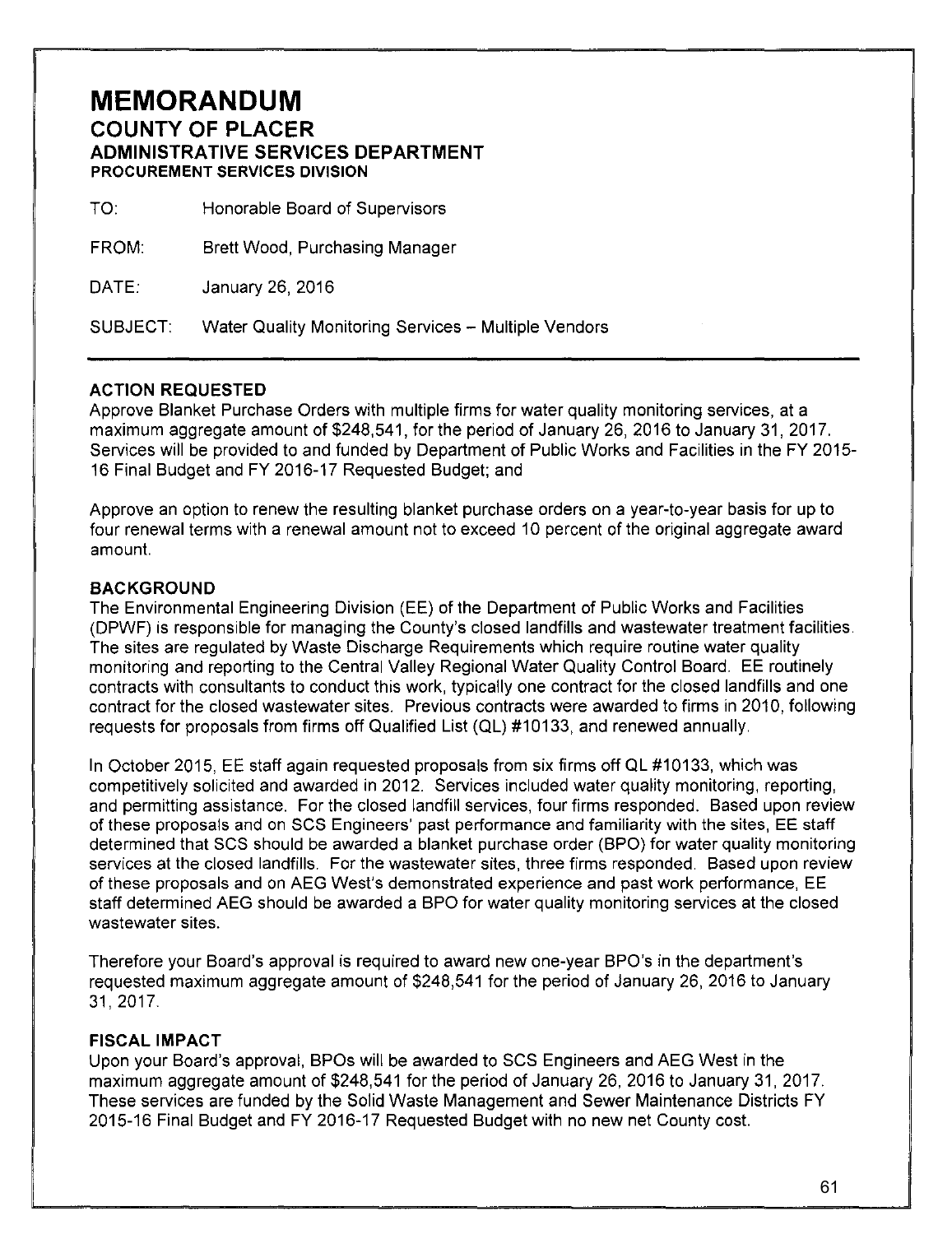# MEMORANDUM

## COUNTY OF PLACER

### ADMINISTRATIVE SERVICES DEPARTMENT

#### PROCUREMENT SERVICES DIVISION

TO: Honorable Board of Supervisors

FROM: Brett Wood, Purchasing Manager

DATE: January 26, 2016

SUBJECT: Water Quality Monitoring Services – Multiple Vendors

---

**ACTION REQUESTED**

Approve Blanket Purchase Orders with multiple firms for water quality monitoring services, at a maximum aggregate amount of $248,541, for the period of January 26, 2016 to January 31, 2017. Services will be provided to and funded by Department of Public Works and Facilities in the FY 2015-16 Final Budget and FY 2016-17 Requested Budget; and

Approve an option to renew the resulting blanket purchase orders on a year-to-year basis for up to four renewal terms with a renewal amount not to exceed 10 percent of the original aggregate award amount.

**BACKGROUND**

The Environmental Engineering Division (EE) of the Department of Public Works and Facilities (DPWF) is responsible for managing the County's closed landfills and wastewater treatment facilities. The sites are regulated by Waste Discharge Requirements which require routine water quality monitoring and reporting to the Central Valley Regional Water Quality Control Board. EE routinely contracts with consultants to conduct this work, typically one contract for the closed landfills and one contract for the closed wastewater sites. Previous contracts were awarded to firms in 2010, following requests for proposals from firms off Qualified List (QL) #10133, and renewed annually.

In October 2015, EE staff again requested proposals from six firms off QL #10133, which was competitively solicited and awarded in 2012. Services included water quality monitoring, reporting, and permitting assistance. For the closed landfill services, four firms responded. Based upon review of these proposals and on SCS Engineers' past performance and familiarity with the sites, EE staff determined that SCS should be awarded a blanket purchase order (BPO) for water quality monitoring services at the closed landfills. For the wastewater sites, three firms responded. Based upon review of these proposals and on AEG West's demonstrated experience and past work performance, EE staff determined AEG should be awarded a BPO for water quality monitoring services at the closed wastewater sites.

Therefore your Board's approval is required to award new one-year BPO's in the department's requested maximum aggregate amount of $248,541 for the period of January 26, 2016 to January 31, 2017.

**FISCAL IMPACT**

Upon your Board's approval, BPOs will be awarded to SCS Engineers and AEG West in the maximum aggregate amount of $248,541 for the period of January 26, 2016 to January 31, 2017. These services are funded by the Solid Waste Management and Sewer Maintenance Districts FY 2015-16 Final Budget and FY 2016-17 Requested Budget with no new net County cost.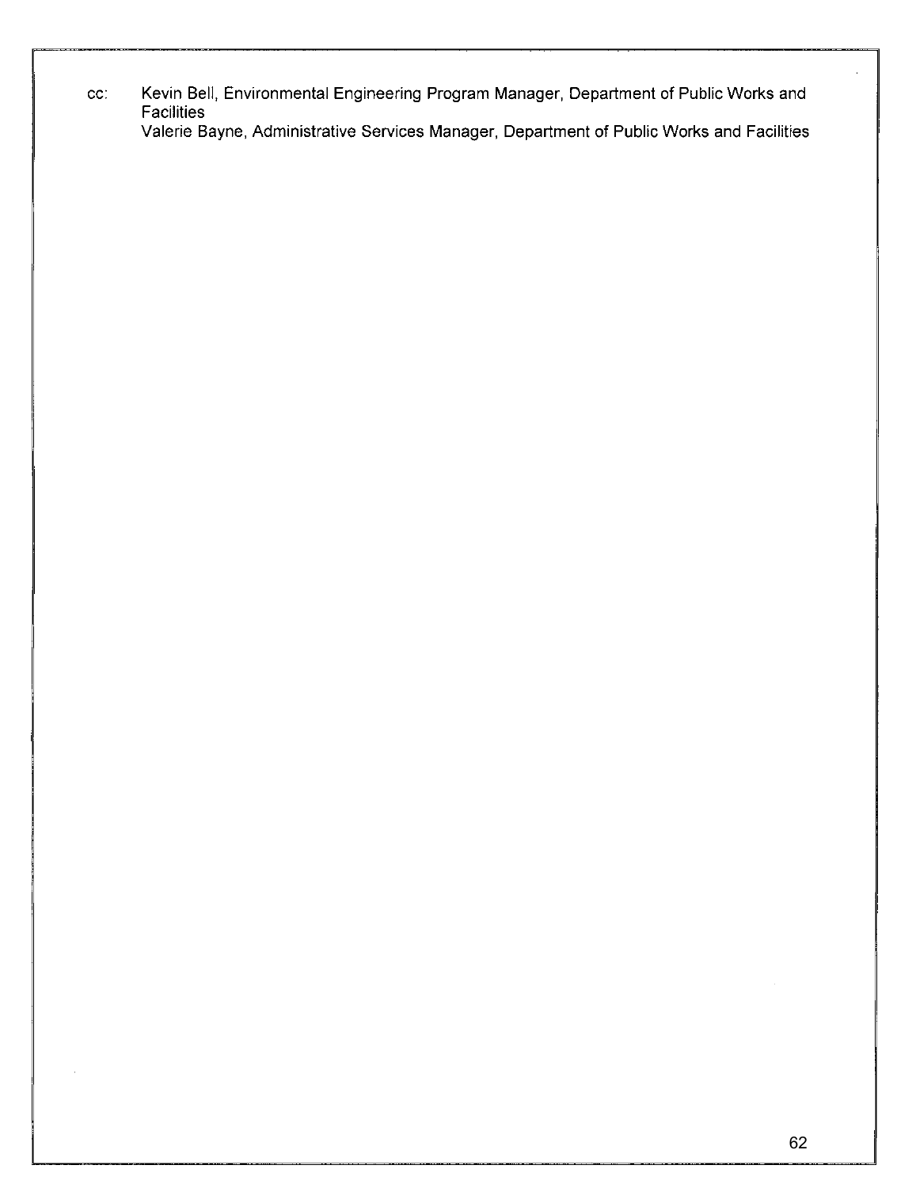cc: Kevin Bell, Environmental Engineering Program Manager, Department of Public Works and Facilities
Valerie Bayne, Administrative Services Manager, Department of Public Works and Facilities